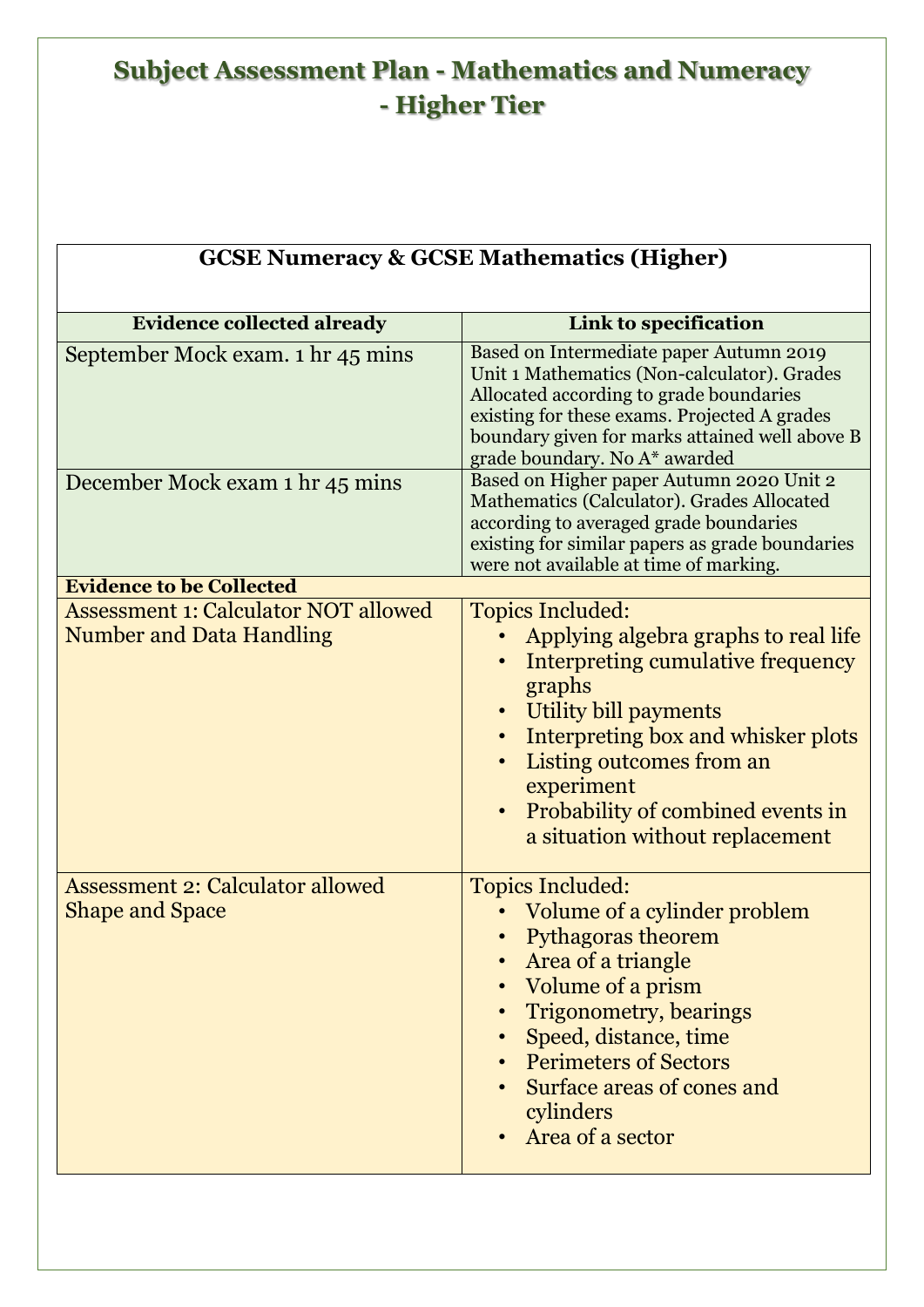# Subject Assessment Plan - Mathematics and Numeracy - Higher Tier

| GCSE Numeracy & GCSE Mathematics (Higher) | |
|---|---|
| **Evidence collected already** | **Link to specification** |
| September Mock exam. 1 hr 45 mins | Based on Intermediate paper Autumn 2019 Unit 1 Mathematics (Non-calculator). Grades Allocated according to grade boundaries existing for these exams. Projected A grades boundary given for marks attained well above B grade boundary. No A* awarded |
| December Mock exam 1 hr 45 mins | Based on Higher paper Autumn 2020 Unit 2 Mathematics (Calculator). Grades Allocated according to averaged grade boundaries existing for similar papers as grade boundaries were not available at time of marking. |
| **Evidence to be Collected** | |
| Assessment 1: Calculator NOT allowed Number and Data Handling | Topics Included:<br>• Applying algebra graphs to real life<br>• Interpreting cumulative frequency graphs<br>• Utility bill payments<br>• Interpreting box and whisker plots<br>• Listing outcomes from an experiment<br>• Probability of combined events in a situation without replacement |
| Assessment 2: Calculator allowed Shape and Space | Topics Included:<br>• Volume of a cylinder problem<br>• Pythagoras theorem<br>• Area of a triangle<br>• Volume of a prism<br>• Trigonometry, bearings<br>• Speed, distance, time<br>• Perimeters of Sectors<br>• Surface areas of cones and cylinders<br>• Area of a sector |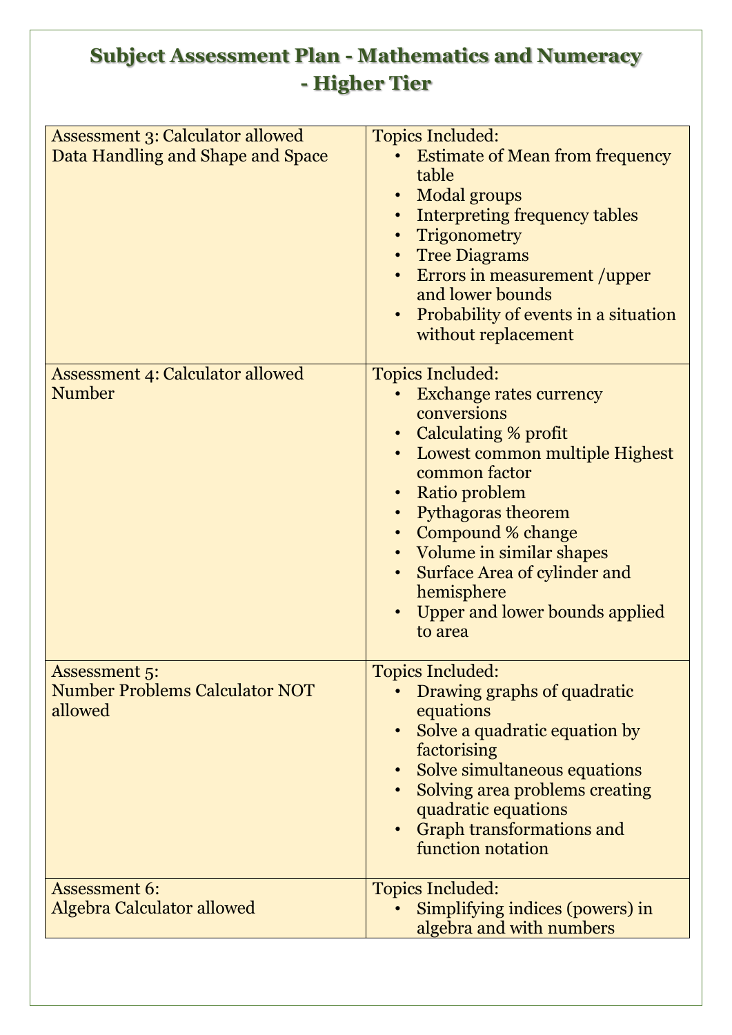# Subject Assessment Plan - Mathematics and Numeracy - Higher Tier

| Assessment | Topics Included |
| --- | --- |
| Assessment 3: Calculator allowed<br>Data Handling and Shape and Space | Topics Included:<br>• Estimate of Mean from frequency table<br>• Modal groups<br>• Interpreting frequency tables<br>• Trigonometry<br>• Tree Diagrams<br>• Errors in measurement /upper and lower bounds<br>• Probability of events in a situation without replacement |
| Assessment 4: Calculator allowed<br>Number | Topics Included:<br>• Exchange rates currency conversions<br>• Calculating % profit<br>• Lowest common multiple Highest common factor<br>• Ratio problem<br>• Pythagoras theorem<br>• Compound % change<br>• Volume in similar shapes<br>• Surface Area of cylinder and hemisphere<br>• Upper and lower bounds applied to area |
| Assessment 5:<br>Number Problems Calculator NOT allowed | Topics Included:<br>• Drawing graphs of quadratic equations<br>• Solve a quadratic equation by factorising<br>• Solve simultaneous equations<br>• Solving area problems creating quadratic equations<br>• Graph transformations and function notation |
| Assessment 6:<br>Algebra Calculator allowed | Topics Included:<br>• Simplifying indices (powers) in algebra and with numbers |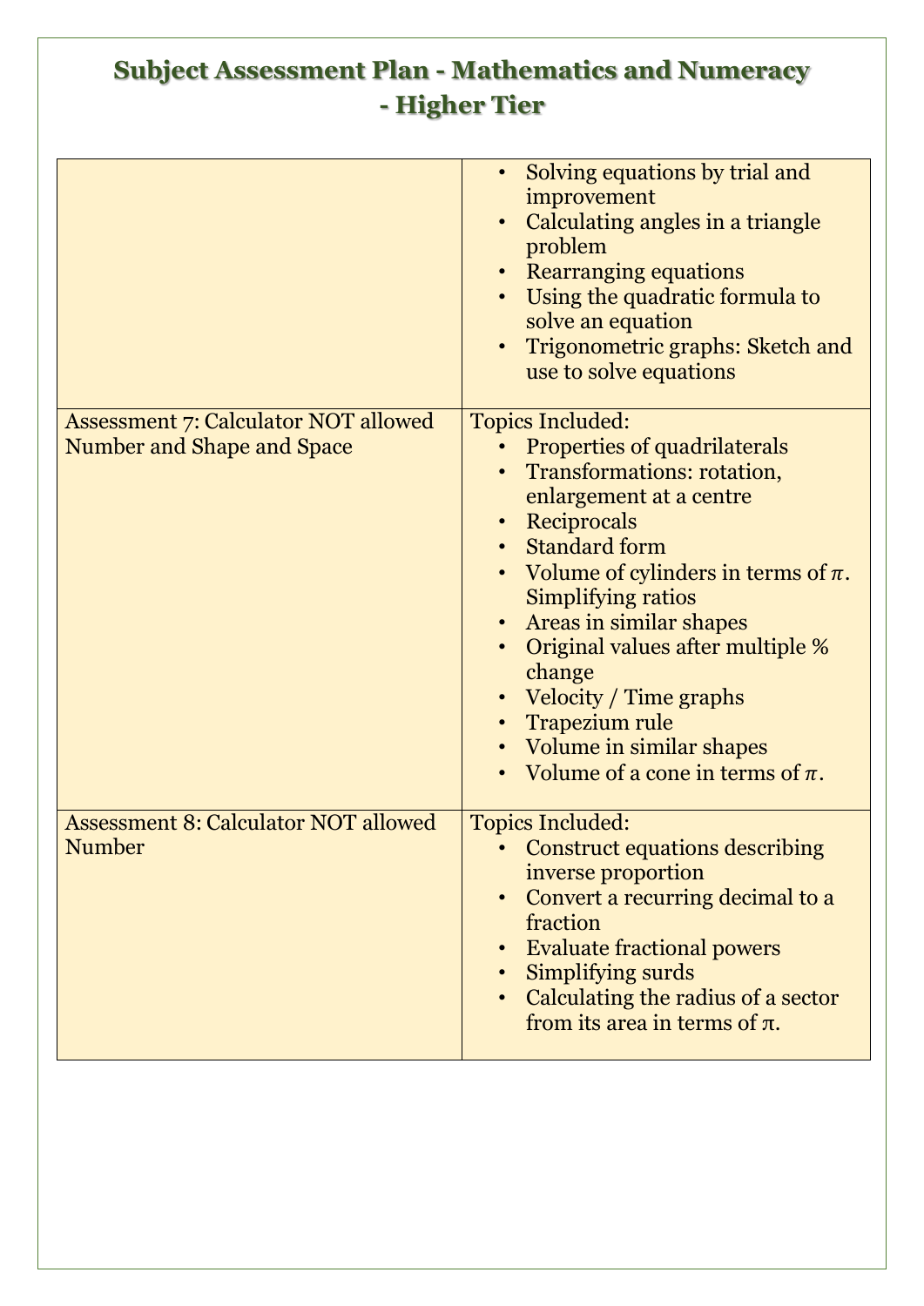# Subject Assessment Plan - Mathematics and Numeracy - Higher Tier

| | |
|---|---|
| | • Solving equations by trial and improvement<br>• Calculating angles in a triangle problem<br>• Rearranging equations<br>• Using the quadratic formula to solve an equation<br>• Trigonometric graphs: Sketch and use to solve equations |
| Assessment 7: Calculator NOT allowed Number and Shape and Space | Topics Included:<br>• Properties of quadrilaterals<br>• Transformations: rotation, enlargement at a centre<br>• Reciprocals<br>• Standard form<br>• Volume of cylinders in terms of $\pi$. Simplifying ratios<br>• Areas in similar shapes<br>• Original values after multiple % change<br>• Velocity / Time graphs<br>• Trapezium rule<br>• Volume in similar shapes<br>• Volume of a cone in terms of $\pi$. |
| Assessment 8: Calculator NOT allowed Number | Topics Included:<br>• Construct equations describing inverse proportion<br>• Convert a recurring decimal to a fraction<br>• Evaluate fractional powers<br>• Simplifying surds<br>• Calculating the radius of a sector from its area in terms of $\pi$. |